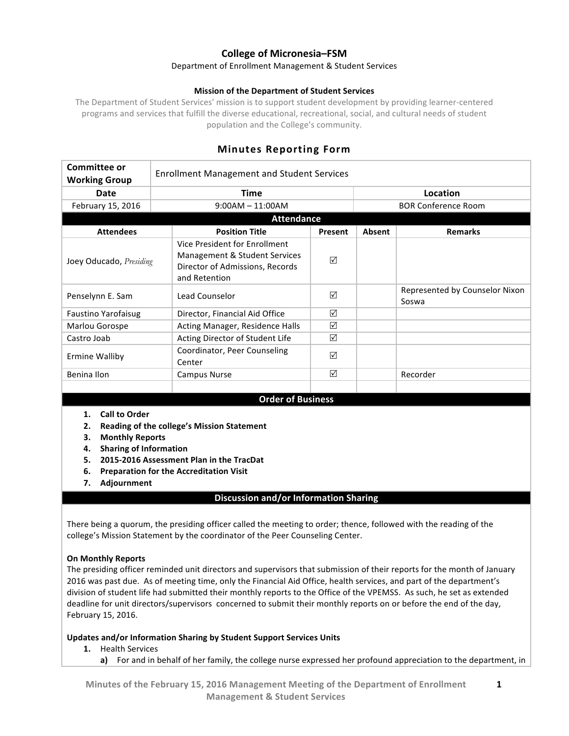# College of Micronesia–FSM

Department of Enrollment Management & Student Services

### Mission of the Department of Student Services

The Department of Student Services' mission is to support student development by providing learner-centered programs and services that fulfill the diverse educational, recreational, social, and cultural needs of student population and the College's community.

## Minutes Reporting Form

| **Committee or Working Group** | Enrollment Management and Student Services | |
|---|---|---|
| **Date** | **Time** | **Location** |
| February 15, 2016 | 9:00AM – 11:00AM | BOR Conference Room |

**Attendance**

| Attendees | Position Title | Present | Absent | Remarks |
|---|---|---|---|---|
| Joey Oducado, *Presiding* | Vice President for Enrollment Management & Student Services Director of Admissions, Records and Retention | ☑ | | |
| Penselynn E. Sam | Lead Counselor | ☑ | | Represented by Counselor Nixon Soswa |
| Faustino Yarofaisug | Director, Financial Aid Office | ☑ | | |
| Marlou Gorospe | Acting Manager, Residence Halls | ☑ | | |
| Castro Joab | Acting Director of Student Life | ☑ | | |
| Ermine Walliby | Coordinator, Peer Counseling Center | ☑ | | |
| Benina Ilon | Campus Nurse | ☑ | | Recorder |
| | | | | |

**Order of Business**

1. **Call to Order**
2. **Reading of the college's Mission Statement**
3. **Monthly Reports**
4. **Sharing of Information**
5. **2015-2016 Assessment Plan in the TracDat**
6. **Preparation for the Accreditation Visit**
7. **Adjournment**

**Discussion and/or Information Sharing**

There being a quorum, the presiding officer called the meeting to order; thence, followed with the reading of the college's Mission Statement by the coordinator of the Peer Counseling Center.

**On Monthly Reports**

The presiding officer reminded unit directors and supervisors that submission of their reports for the month of January 2016 was past due. As of meeting time, only the Financial Aid Office, health services, and part of the department's division of student life had submitted their monthly reports to the Office of the VPEMSS. As such, he set as extended deadline for unit directors/supervisors concerned to submit their monthly reports on or before the end of the day, February 15, 2016.

**Updates and/or Information Sharing by Student Support Services Units**

1. Health Services
   a) For and in behalf of her family, the college nurse expressed her profound appreciation to the department, in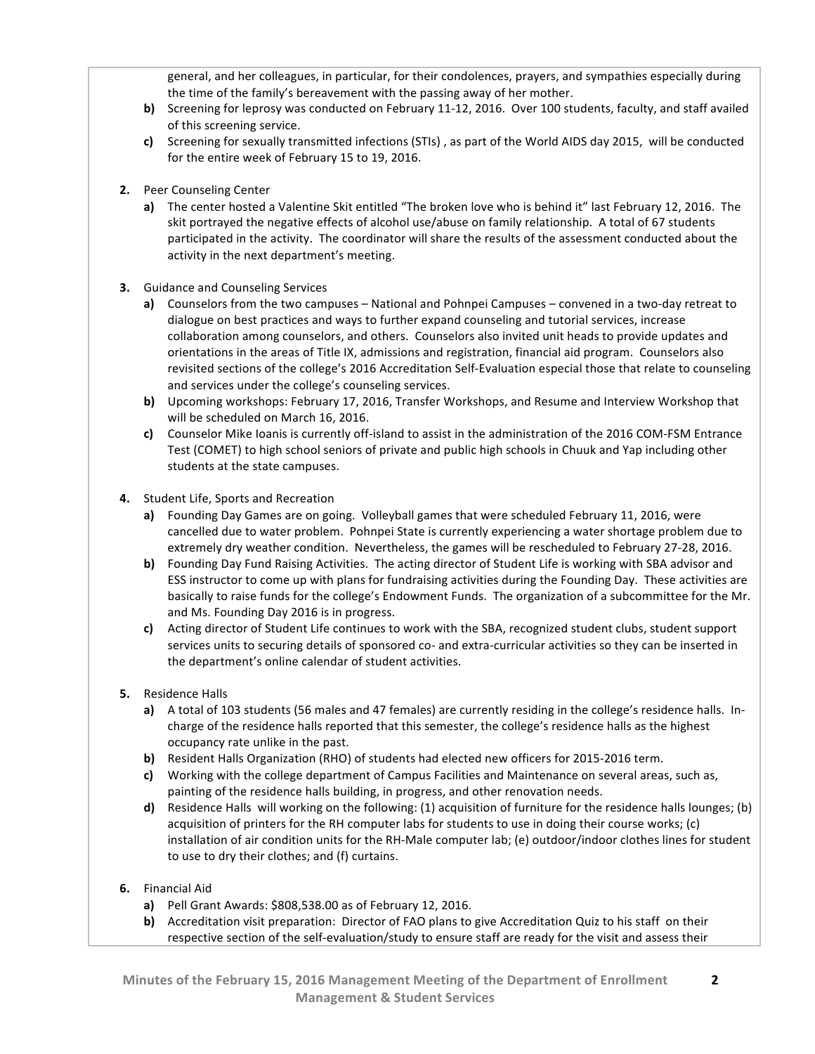general, and her colleagues, in particular, for their condolences, prayers, and sympathies especially during the time of the family's bereavement with the passing away of her mother.

   b) Screening for leprosy was conducted on February 11-12, 2016. Over 100 students, faculty, and staff availed of this screening service.

   c) Screening for sexually transmitted infections (STIs) , as part of the World AIDS day 2015, will be conducted for the entire week of February 15 to 19, 2016.

2. Peer Counseling Center
   a) The center hosted a Valentine Skit entitled "The broken love who is behind it" last February 12, 2016. The skit portrayed the negative effects of alcohol use/abuse on family relationship. A total of 67 students participated in the activity. The coordinator will share the results of the assessment conducted about the activity in the next department's meeting.

3. Guidance and Counseling Services
   a) Counselors from the two campuses – National and Pohnpei Campuses – convened in a two-day retreat to dialogue on best practices and ways to further expand counseling and tutorial services, increase collaboration among counselors, and others. Counselors also invited unit heads to provide updates and orientations in the areas of Title IX, admissions and registration, financial aid program. Counselors also revisited sections of the college's 2016 Accreditation Self-Evaluation especial those that relate to counseling and services under the college's counseling services.
   b) Upcoming workshops: February 17, 2016, Transfer Workshops, and Resume and Interview Workshop that will be scheduled on March 16, 2016.
   c) Counselor Mike Ioanis is currently off-island to assist in the administration of the 2016 COM-FSM Entrance Test (COMET) to high school seniors of private and public high schools in Chuuk and Yap including other students at the state campuses.

4. Student Life, Sports and Recreation
   a) Founding Day Games are on going. Volleyball games that were scheduled February 11, 2016, were cancelled due to water problem. Pohnpei State is currently experiencing a water shortage problem due to extremely dry weather condition. Nevertheless, the games will be rescheduled to February 27-28, 2016.
   b) Founding Day Fund Raising Activities. The acting director of Student Life is working with SBA advisor and ESS instructor to come up with plans for fundraising activities during the Founding Day. These activities are basically to raise funds for the college's Endowment Funds. The organization of a subcommittee for the Mr. and Ms. Founding Day 2016 is in progress.
   c) Acting director of Student Life continues to work with the SBA, recognized student clubs, student support services units to securing details of sponsored co- and extra-curricular activities so they can be inserted in the department's online calendar of student activities.

5. Residence Halls
   a) A total of 103 students (56 males and 47 females) are currently residing in the college's residence halls. In-charge of the residence halls reported that this semester, the college's residence halls as the highest occupancy rate unlike in the past.
   b) Resident Halls Organization (RHO) of students had elected new officers for 2015-2016 term.
   c) Working with the college department of Campus Facilities and Maintenance on several areas, such as, painting of the residence halls building, in progress, and other renovation needs.
   d) Residence Halls will working on the following: (1) acquisition of furniture for the residence halls lounges; (b) acquisition of printers for the RH computer labs for students to use in doing their course works; (c) installation of air condition units for the RH-Male computer lab; (e) outdoor/indoor clothes lines for student to use to dry their clothes; and (f) curtains.

6. Financial Aid
   a) Pell Grant Awards: $808,538.00 as of February 12, 2016.
   b) Accreditation visit preparation: Director of FAO plans to give Accreditation Quiz to his staff on their respective section of the self-evaluation/study to ensure staff are ready for the visit and assess their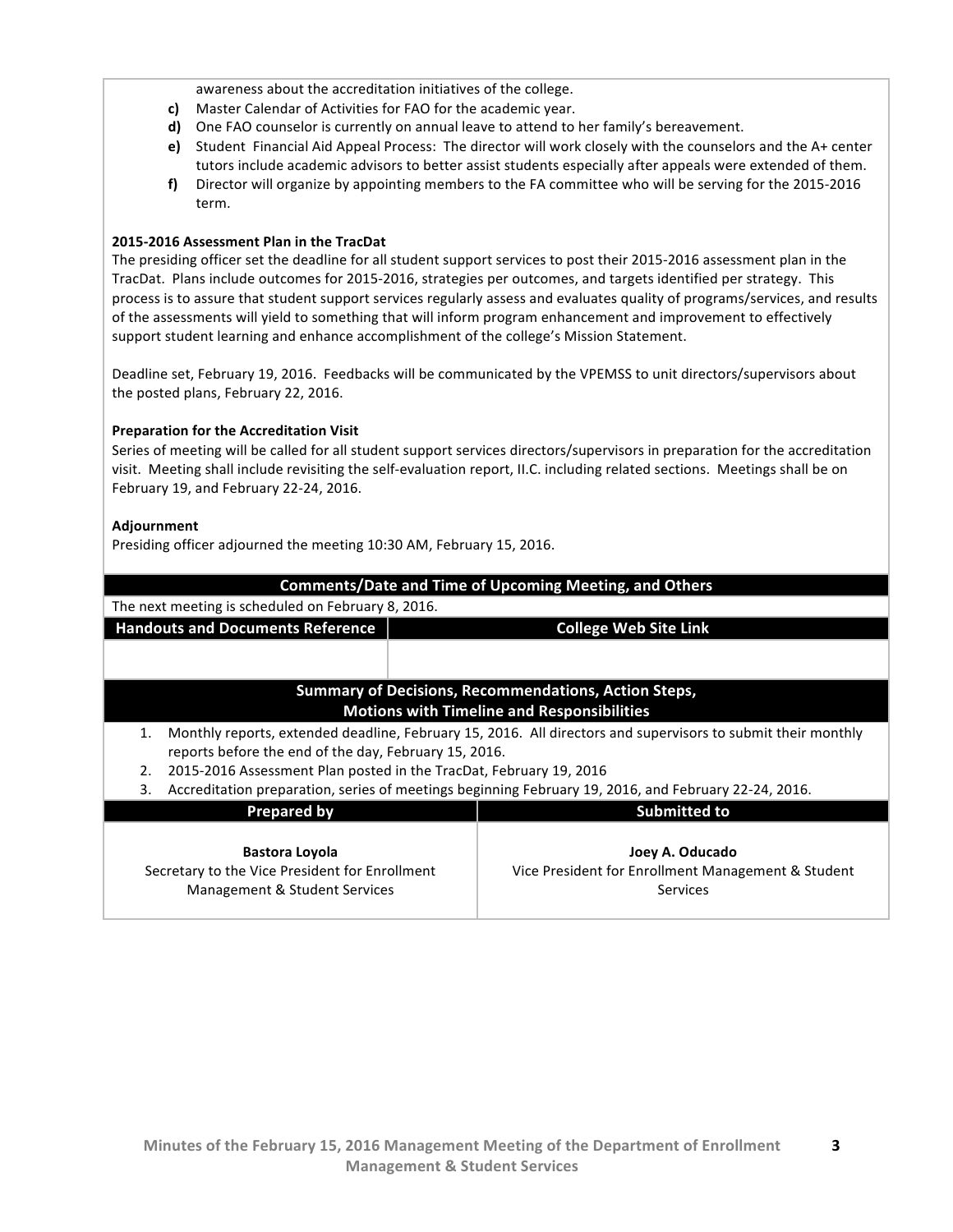awareness about the accreditation initiatives of the college.

**c)** Master Calendar of Activities for FAO for the academic year.

**d)** One FAO counselor is currently on annual leave to attend to her family's bereavement.

**e)** Student Financial Aid Appeal Process: The director will work closely with the counselors and the A+ center tutors include academic advisors to better assist students especially after appeals were extended of them.

**f)** Director will organize by appointing members to the FA committee who will be serving for the 2015-2016 term.

**2015-2016 Assessment Plan in the TracDat**

The presiding officer set the deadline for all student support services to post their 2015-2016 assessment plan in the TracDat. Plans include outcomes for 2015-2016, strategies per outcomes, and targets identified per strategy. This process is to assure that student support services regularly assess and evaluates quality of programs/services, and results of the assessments will yield to something that will inform program enhancement and improvement to effectively support student learning and enhance accomplishment of the college's Mission Statement.

Deadline set, February 19, 2016. Feedbacks will be communicated by the VPEMSS to unit directors/supervisors about the posted plans, February 22, 2016.

**Preparation for the Accreditation Visit**

Series of meeting will be called for all student support services directors/supervisors in preparation for the accreditation visit. Meeting shall include revisiting the self-evaluation report, II.C. including related sections. Meetings shall be on February 19, and February 22-24, 2016.

**Adjournment**

Presiding officer adjourned the meeting 10:30 AM, February 15, 2016.

**Comments/Date and Time of Upcoming Meeting, and Others**

The next meeting is scheduled on February 8, 2016.

| Handouts and Documents Reference | College Web Site Link |
| --- | --- |
| | |

**Summary of Decisions, Recommendations, Action Steps, Motions with Timeline and Responsibilities**

1. Monthly reports, extended deadline, February 15, 2016. All directors and supervisors to submit their monthly reports before the end of the day, February 15, 2016.
2. 2015-2016 Assessment Plan posted in the TracDat, February 19, 2016
3. Accreditation preparation, series of meetings beginning February 19, 2016, and February 22-24, 2016.

| Prepared by | Submitted to |
| --- | --- |
| **Bastora Loyola**<br>Secretary to the Vice President for Enrollment Management & Student Services | **Joey A. Oducado**<br>Vice President for Enrollment Management & Student Services |